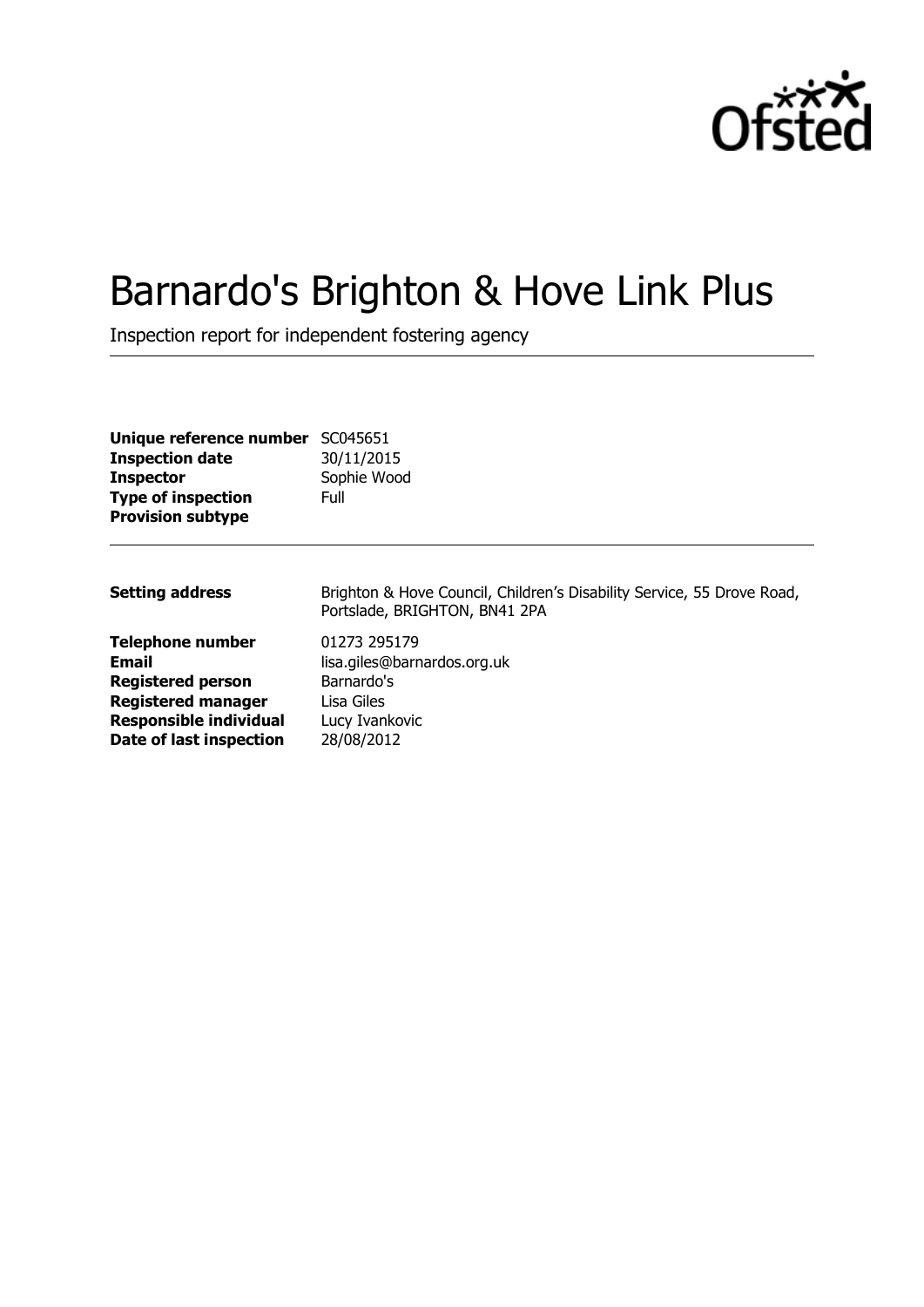# Barnardo's Brighton & Hove Link Plus

Inspection report for independent fostering agency

| | |
|---|---|
| **Unique reference number** | SC045651 |
| **Inspection date** | 30/11/2015 |
| **Inspector** | Sophie Wood |
| **Type of inspection** | Full |
| **Provision subtype** | |

| | |
|---|---|
| **Setting address** | Brighton & Hove Council, Children's Disability Service, 55 Drove Road, Portslade, BRIGHTON, BN41 2PA |
| **Telephone number** | 01273 295179 |
| **Email** | lisa.giles@barnardos.org.uk |
| **Registered person** | Barnardo's |
| **Registered manager** | Lisa Giles |
| **Responsible individual** | Lucy Ivankovic |
| **Date of last inspection** | 28/08/2012 |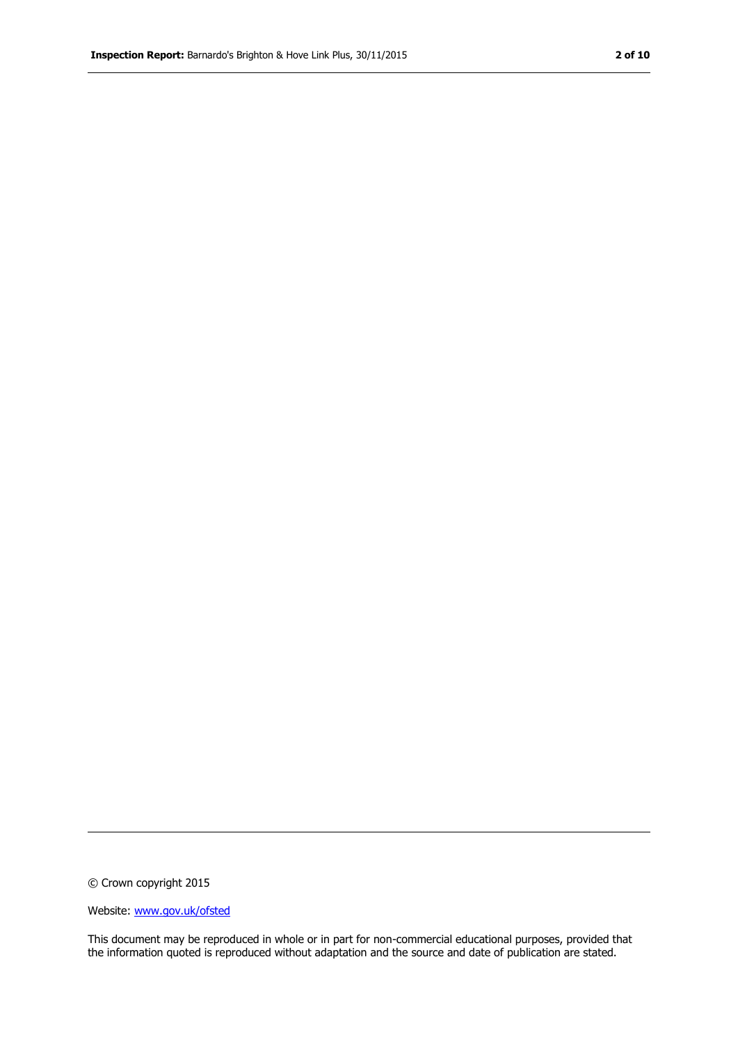© Crown copyright 2015

Website: [www.gov.uk/ofsted](http://www.gov.uk/ofsted)

This document may be reproduced in whole or in part for non-commercial educational purposes, provided that the information quoted is reproduced without adaptation and the source and date of publication are stated.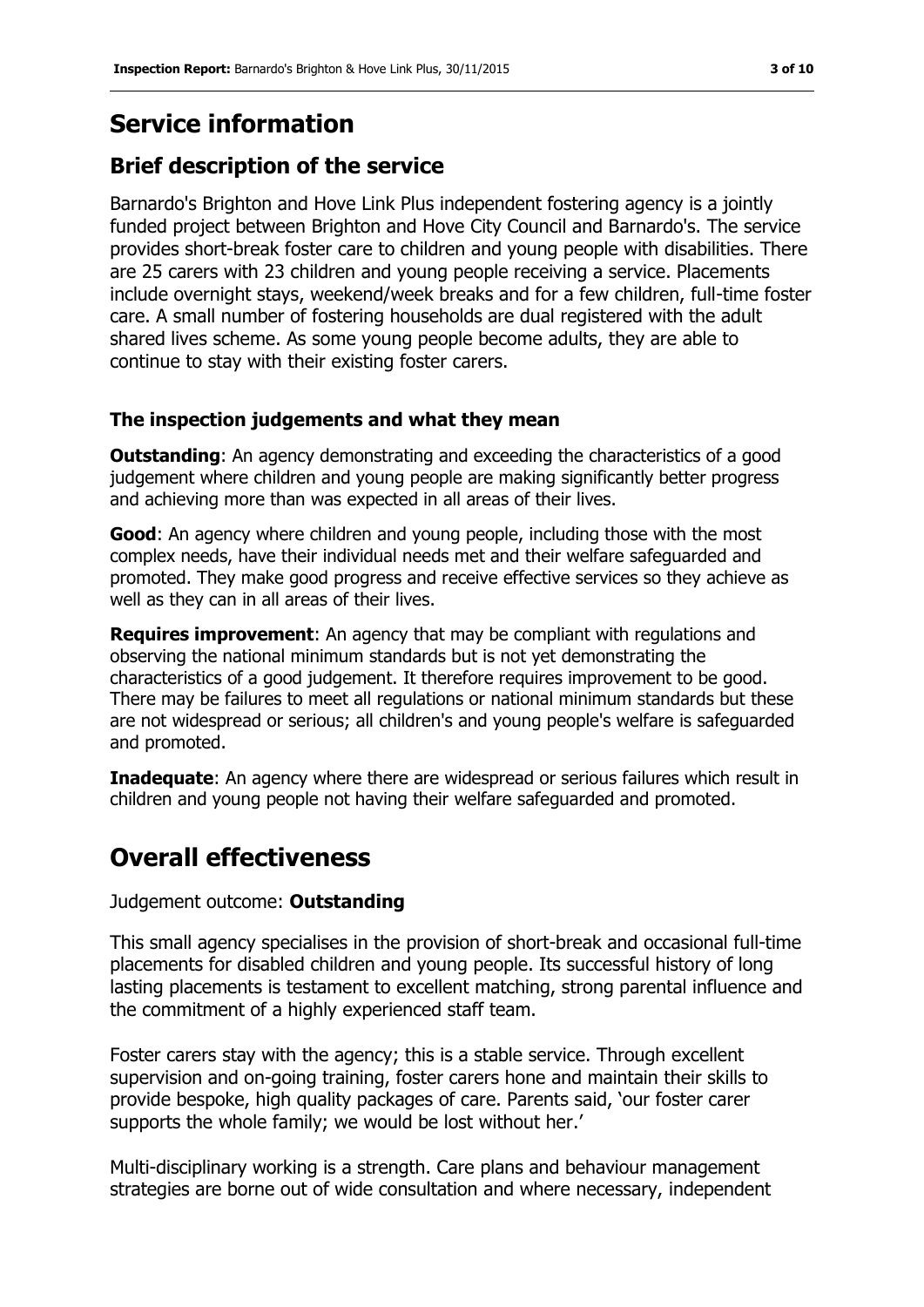# Service information

## Brief description of the service

Barnardo's Brighton and Hove Link Plus independent fostering agency is a jointly funded project between Brighton and Hove City Council and Barnardo's. The service provides short-break foster care to children and young people with disabilities. There are 25 carers with 23 children and young people receiving a service. Placements include overnight stays, weekend/week breaks and for a few children, full-time foster care. A small number of fostering households are dual registered with the adult shared lives scheme. As some young people become adults, they are able to continue to stay with their existing foster carers.

### The inspection judgements and what they mean

**Outstanding**: An agency demonstrating and exceeding the characteristics of a good judgement where children and young people are making significantly better progress and achieving more than was expected in all areas of their lives.

**Good**: An agency where children and young people, including those with the most complex needs, have their individual needs met and their welfare safeguarded and promoted. They make good progress and receive effective services so they achieve as well as they can in all areas of their lives.

**Requires improvement**: An agency that may be compliant with regulations and observing the national minimum standards but is not yet demonstrating the characteristics of a good judgement. It therefore requires improvement to be good. There may be failures to meet all regulations or national minimum standards but these are not widespread or serious; all children's and young people's welfare is safeguarded and promoted.

**Inadequate**: An agency where there are widespread or serious failures which result in children and young people not having their welfare safeguarded and promoted.

# Overall effectiveness

Judgement outcome: **Outstanding**

This small agency specialises in the provision of short-break and occasional full-time placements for disabled children and young people. Its successful history of long lasting placements is testament to excellent matching, strong parental influence and the commitment of a highly experienced staff team.

Foster carers stay with the agency; this is a stable service. Through excellent supervision and on-going training, foster carers hone and maintain their skills to provide bespoke, high quality packages of care. Parents said, 'our foster carer supports the whole family; we would be lost without her.'

Multi-disciplinary working is a strength. Care plans and behaviour management strategies are borne out of wide consultation and where necessary, independent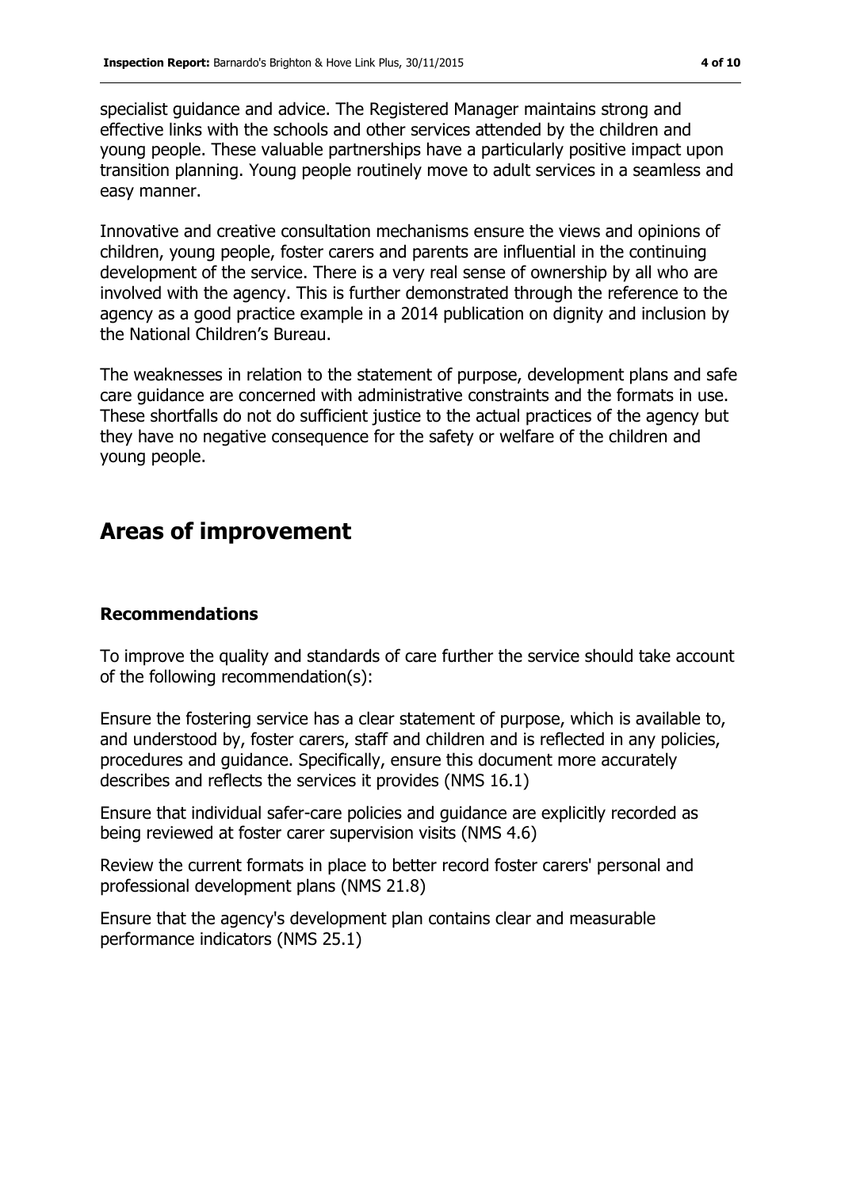specialist guidance and advice. The Registered Manager maintains strong and effective links with the schools and other services attended by the children and young people. These valuable partnerships have a particularly positive impact upon transition planning. Young people routinely move to adult services in a seamless and easy manner.

Innovative and creative consultation mechanisms ensure the views and opinions of children, young people, foster carers and parents are influential in the continuing development of the service. There is a very real sense of ownership by all who are involved with the agency. This is further demonstrated through the reference to the agency as a good practice example in a 2014 publication on dignity and inclusion by the National Children's Bureau.

The weaknesses in relation to the statement of purpose, development plans and safe care guidance are concerned with administrative constraints and the formats in use. These shortfalls do not do sufficient justice to the actual practices of the agency but they have no negative consequence for the safety or welfare of the children and young people.

# Areas of improvement

### Recommendations

To improve the quality and standards of care further the service should take account of the following recommendation(s):

Ensure the fostering service has a clear statement of purpose, which is available to, and understood by, foster carers, staff and children and is reflected in any policies, procedures and guidance. Specifically, ensure this document more accurately describes and reflects the services it provides (NMS 16.1)

Ensure that individual safer-care policies and guidance are explicitly recorded as being reviewed at foster carer supervision visits (NMS 4.6)

Review the current formats in place to better record foster carers' personal and professional development plans (NMS 21.8)

Ensure that the agency's development plan contains clear and measurable performance indicators (NMS 25.1)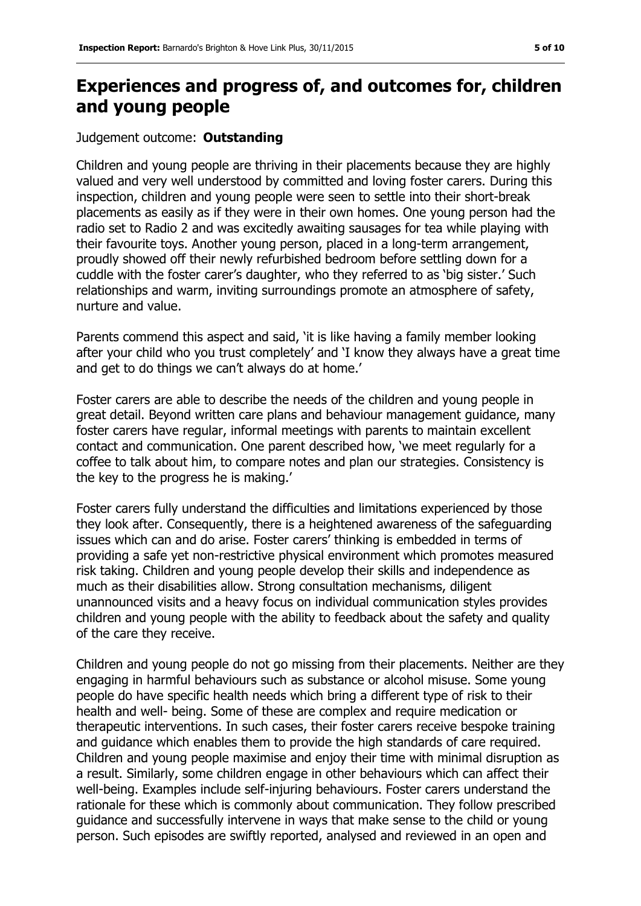# Experiences and progress of, and outcomes for, children and young people

Judgement outcome: **Outstanding**

Children and young people are thriving in their placements because they are highly valued and very well understood by committed and loving foster carers. During this inspection, children and young people were seen to settle into their short-break placements as easily as if they were in their own homes. One young person had the radio set to Radio 2 and was excitedly awaiting sausages for tea while playing with their favourite toys. Another young person, placed in a long-term arrangement, proudly showed off their newly refurbished bedroom before settling down for a cuddle with the foster carer's daughter, who they referred to as 'big sister.' Such relationships and warm, inviting surroundings promote an atmosphere of safety, nurture and value.

Parents commend this aspect and said, 'it is like having a family member looking after your child who you trust completely' and 'I know they always have a great time and get to do things we can't always do at home.'

Foster carers are able to describe the needs of the children and young people in great detail. Beyond written care plans and behaviour management guidance, many foster carers have regular, informal meetings with parents to maintain excellent contact and communication. One parent described how, 'we meet regularly for a coffee to talk about him, to compare notes and plan our strategies. Consistency is the key to the progress he is making.'

Foster carers fully understand the difficulties and limitations experienced by those they look after. Consequently, there is a heightened awareness of the safeguarding issues which can and do arise. Foster carers' thinking is embedded in terms of providing a safe yet non-restrictive physical environment which promotes measured risk taking. Children and young people develop their skills and independence as much as their disabilities allow. Strong consultation mechanisms, diligent unannounced visits and a heavy focus on individual communication styles provides children and young people with the ability to feedback about the safety and quality of the care they receive.

Children and young people do not go missing from their placements. Neither are they engaging in harmful behaviours such as substance or alcohol misuse. Some young people do have specific health needs which bring a different type of risk to their health and well- being. Some of these are complex and require medication or therapeutic interventions. In such cases, their foster carers receive bespoke training and guidance which enables them to provide the high standards of care required. Children and young people maximise and enjoy their time with minimal disruption as a result. Similarly, some children engage in other behaviours which can affect their well-being. Examples include self-injuring behaviours. Foster carers understand the rationale for these which is commonly about communication. They follow prescribed guidance and successfully intervene in ways that make sense to the child or young person. Such episodes are swiftly reported, analysed and reviewed in an open and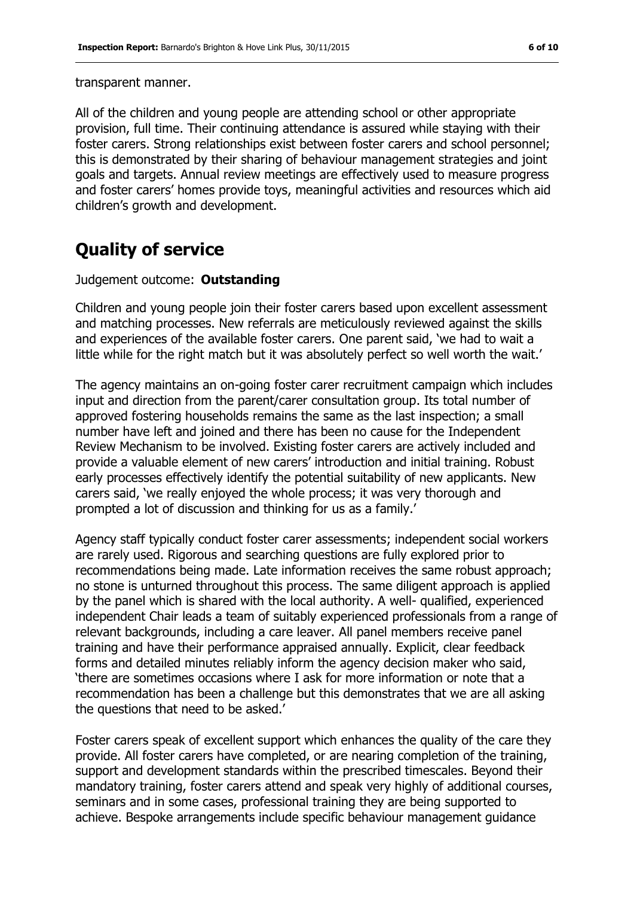transparent manner.

All of the children and young people are attending school or other appropriate provision, full time. Their continuing attendance is assured while staying with their foster carers. Strong relationships exist between foster carers and school personnel; this is demonstrated by their sharing of behaviour management strategies and joint goals and targets. Annual review meetings are effectively used to measure progress and foster carers' homes provide toys, meaningful activities and resources which aid children's growth and development.

## Quality of service

Judgement outcome: **Outstanding**

Children and young people join their foster carers based upon excellent assessment and matching processes. New referrals are meticulously reviewed against the skills and experiences of the available foster carers. One parent said, 'we had to wait a little while for the right match but it was absolutely perfect so well worth the wait.'

The agency maintains an on-going foster carer recruitment campaign which includes input and direction from the parent/carer consultation group. Its total number of approved fostering households remains the same as the last inspection; a small number have left and joined and there has been no cause for the Independent Review Mechanism to be involved. Existing foster carers are actively included and provide a valuable element of new carers' introduction and initial training. Robust early processes effectively identify the potential suitability of new applicants. New carers said, 'we really enjoyed the whole process; it was very thorough and prompted a lot of discussion and thinking for us as a family.'

Agency staff typically conduct foster carer assessments; independent social workers are rarely used. Rigorous and searching questions are fully explored prior to recommendations being made. Late information receives the same robust approach; no stone is unturned throughout this process. The same diligent approach is applied by the panel which is shared with the local authority. A well- qualified, experienced independent Chair leads a team of suitably experienced professionals from a range of relevant backgrounds, including a care leaver. All panel members receive panel training and have their performance appraised annually. Explicit, clear feedback forms and detailed minutes reliably inform the agency decision maker who said, 'there are sometimes occasions where I ask for more information or note that a recommendation has been a challenge but this demonstrates that we are all asking the questions that need to be asked.'

Foster carers speak of excellent support which enhances the quality of the care they provide. All foster carers have completed, or are nearing completion of the training, support and development standards within the prescribed timescales. Beyond their mandatory training, foster carers attend and speak very highly of additional courses, seminars and in some cases, professional training they are being supported to achieve. Bespoke arrangements include specific behaviour management guidance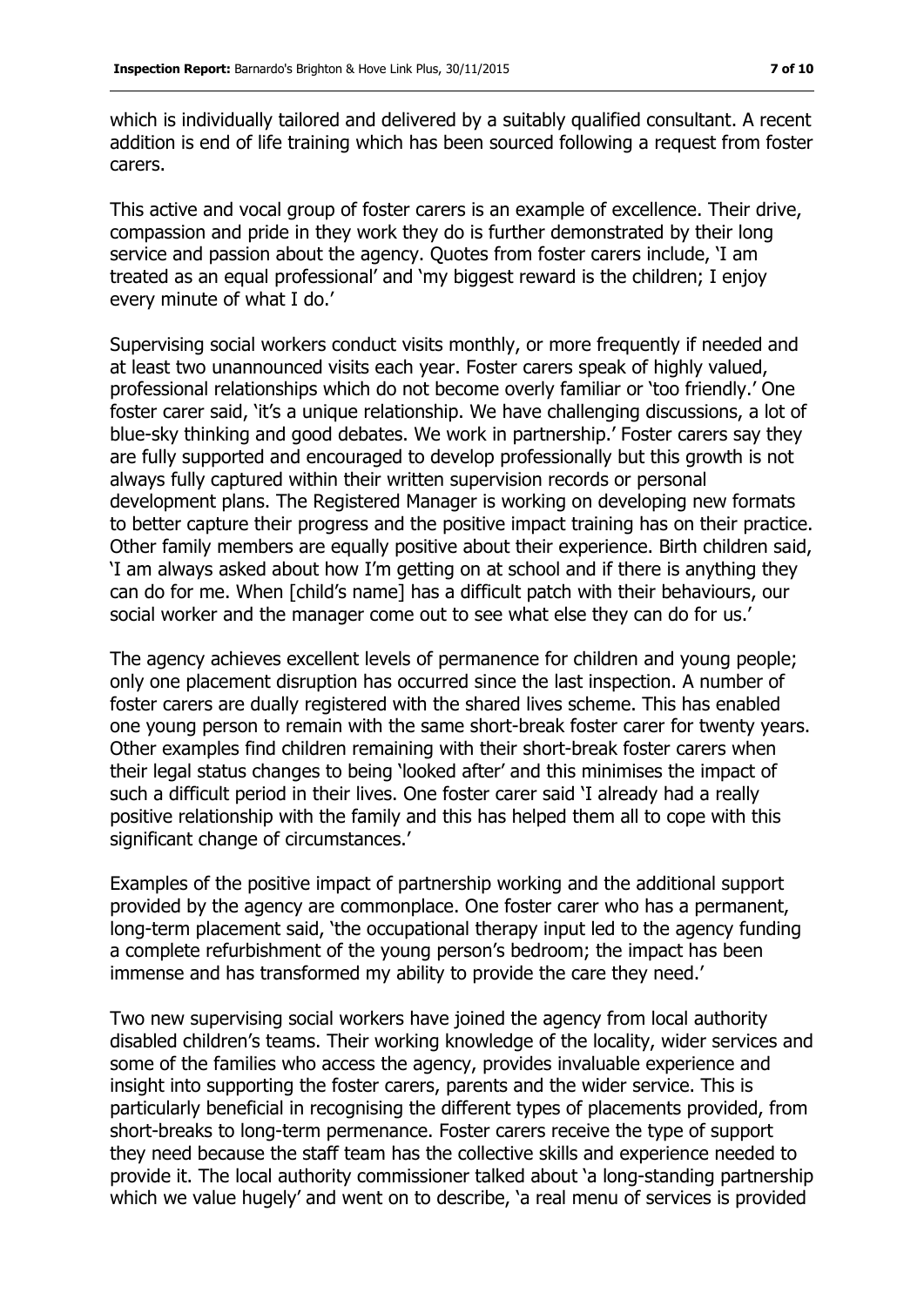which is individually tailored and delivered by a suitably qualified consultant. A recent addition is end of life training which has been sourced following a request from foster carers.

This active and vocal group of foster carers is an example of excellence. Their drive, compassion and pride in they work they do is further demonstrated by their long service and passion about the agency. Quotes from foster carers include, 'I am treated as an equal professional' and 'my biggest reward is the children; I enjoy every minute of what I do.'

Supervising social workers conduct visits monthly, or more frequently if needed and at least two unannounced visits each year. Foster carers speak of highly valued, professional relationships which do not become overly familiar or 'too friendly.' One foster carer said, 'it's a unique relationship. We have challenging discussions, a lot of blue-sky thinking and good debates. We work in partnership.' Foster carers say they are fully supported and encouraged to develop professionally but this growth is not always fully captured within their written supervision records or personal development plans. The Registered Manager is working on developing new formats to better capture their progress and the positive impact training has on their practice. Other family members are equally positive about their experience. Birth children said, 'I am always asked about how I'm getting on at school and if there is anything they can do for me. When [child's name] has a difficult patch with their behaviours, our social worker and the manager come out to see what else they can do for us.'

The agency achieves excellent levels of permanence for children and young people; only one placement disruption has occurred since the last inspection. A number of foster carers are dually registered with the shared lives scheme. This has enabled one young person to remain with the same short-break foster carer for twenty years. Other examples find children remaining with their short-break foster carers when their legal status changes to being 'looked after' and this minimises the impact of such a difficult period in their lives. One foster carer said 'I already had a really positive relationship with the family and this has helped them all to cope with this significant change of circumstances.'

Examples of the positive impact of partnership working and the additional support provided by the agency are commonplace. One foster carer who has a permanent, long-term placement said, 'the occupational therapy input led to the agency funding a complete refurbishment of the young person's bedroom; the impact has been immense and has transformed my ability to provide the care they need.'

Two new supervising social workers have joined the agency from local authority disabled children's teams. Their working knowledge of the locality, wider services and some of the families who access the agency, provides invaluable experience and insight into supporting the foster carers, parents and the wider service. This is particularly beneficial in recognising the different types of placements provided, from short-breaks to long-term permenance. Foster carers receive the type of support they need because the staff team has the collective skills and experience needed to provide it. The local authority commissioner talked about 'a long-standing partnership which we value hugely' and went on to describe, 'a real menu of services is provided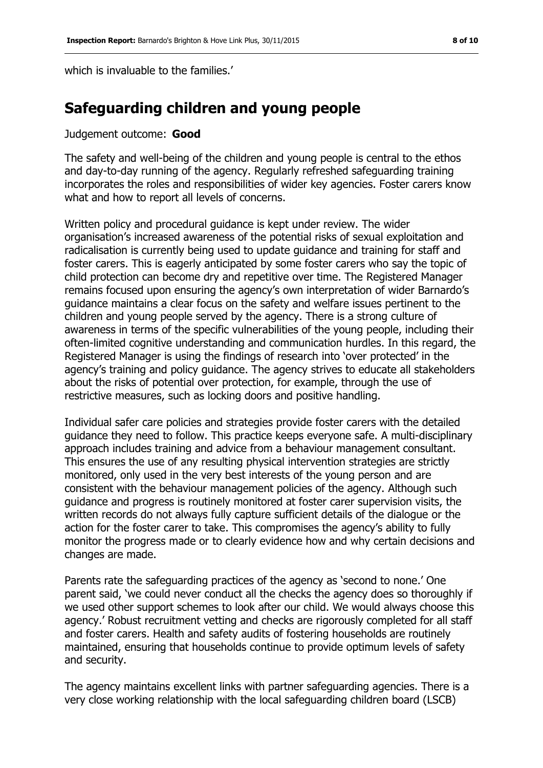which is invaluable to the families.'

## Safeguarding children and young people

Judgement outcome: **Good**

The safety and well-being of the children and young people is central to the ethos and day-to-day running of the agency. Regularly refreshed safeguarding training incorporates the roles and responsibilities of wider key agencies. Foster carers know what and how to report all levels of concerns.

Written policy and procedural guidance is kept under review. The wider organisation's increased awareness of the potential risks of sexual exploitation and radicalisation is currently being used to update guidance and training for staff and foster carers. This is eagerly anticipated by some foster carers who say the topic of child protection can become dry and repetitive over time. The Registered Manager remains focused upon ensuring the agency's own interpretation of wider Barnardo's guidance maintains a clear focus on the safety and welfare issues pertinent to the children and young people served by the agency. There is a strong culture of awareness in terms of the specific vulnerabilities of the young people, including their often-limited cognitive understanding and communication hurdles. In this regard, the Registered Manager is using the findings of research into 'over protected' in the agency's training and policy guidance. The agency strives to educate all stakeholders about the risks of potential over protection, for example, through the use of restrictive measures, such as locking doors and positive handling.

Individual safer care policies and strategies provide foster carers with the detailed guidance they need to follow. This practice keeps everyone safe. A multi-disciplinary approach includes training and advice from a behaviour management consultant. This ensures the use of any resulting physical intervention strategies are strictly monitored, only used in the very best interests of the young person and are consistent with the behaviour management policies of the agency. Although such guidance and progress is routinely monitored at foster carer supervision visits, the written records do not always fully capture sufficient details of the dialogue or the action for the foster carer to take. This compromises the agency's ability to fully monitor the progress made or to clearly evidence how and why certain decisions and changes are made.

Parents rate the safeguarding practices of the agency as 'second to none.' One parent said, 'we could never conduct all the checks the agency does so thoroughly if we used other support schemes to look after our child. We would always choose this agency.' Robust recruitment vetting and checks are rigorously completed for all staff and foster carers. Health and safety audits of fostering households are routinely maintained, ensuring that households continue to provide optimum levels of safety and security.

The agency maintains excellent links with partner safeguarding agencies. There is a very close working relationship with the local safeguarding children board (LSCB)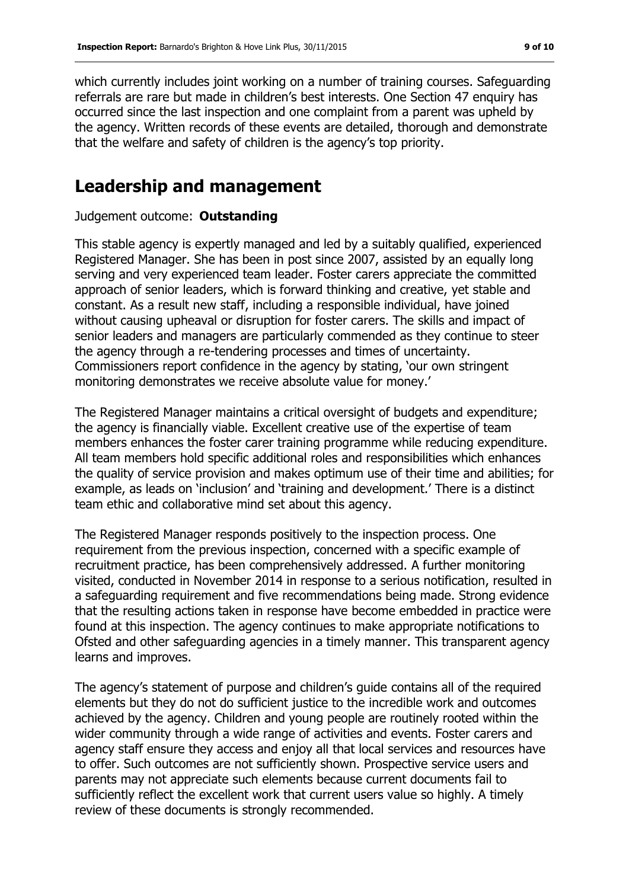which currently includes joint working on a number of training courses. Safeguarding referrals are rare but made in children's best interests. One Section 47 enquiry has occurred since the last inspection and one complaint from a parent was upheld by the agency. Written records of these events are detailed, thorough and demonstrate that the welfare and safety of children is the agency's top priority.

## Leadership and management

Judgement outcome: **Outstanding**

This stable agency is expertly managed and led by a suitably qualified, experienced Registered Manager. She has been in post since 2007, assisted by an equally long serving and very experienced team leader. Foster carers appreciate the committed approach of senior leaders, which is forward thinking and creative, yet stable and constant. As a result new staff, including a responsible individual, have joined without causing upheaval or disruption for foster carers. The skills and impact of senior leaders and managers are particularly commended as they continue to steer the agency through a re-tendering processes and times of uncertainty. Commissioners report confidence in the agency by stating, 'our own stringent monitoring demonstrates we receive absolute value for money.'

The Registered Manager maintains a critical oversight of budgets and expenditure; the agency is financially viable. Excellent creative use of the expertise of team members enhances the foster carer training programme while reducing expenditure. All team members hold specific additional roles and responsibilities which enhances the quality of service provision and makes optimum use of their time and abilities; for example, as leads on 'inclusion' and 'training and development.' There is a distinct team ethic and collaborative mind set about this agency.

The Registered Manager responds positively to the inspection process. One requirement from the previous inspection, concerned with a specific example of recruitment practice, has been comprehensively addressed. A further monitoring visited, conducted in November 2014 in response to a serious notification, resulted in a safeguarding requirement and five recommendations being made. Strong evidence that the resulting actions taken in response have become embedded in practice were found at this inspection. The agency continues to make appropriate notifications to Ofsted and other safeguarding agencies in a timely manner. This transparent agency learns and improves.

The agency's statement of purpose and children's guide contains all of the required elements but they do not do sufficient justice to the incredible work and outcomes achieved by the agency. Children and young people are routinely rooted within the wider community through a wide range of activities and events. Foster carers and agency staff ensure they access and enjoy all that local services and resources have to offer. Such outcomes are not sufficiently shown. Prospective service users and parents may not appreciate such elements because current documents fail to sufficiently reflect the excellent work that current users value so highly. A timely review of these documents is strongly recommended.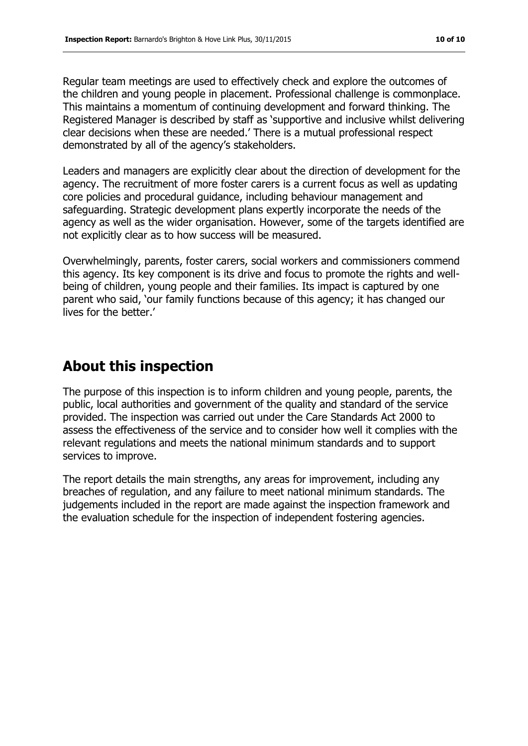Regular team meetings are used to effectively check and explore the outcomes of the children and young people in placement. Professional challenge is commonplace. This maintains a momentum of continuing development and forward thinking. The Registered Manager is described by staff as 'supportive and inclusive whilst delivering clear decisions when these are needed.' There is a mutual professional respect demonstrated by all of the agency's stakeholders.

Leaders and managers are explicitly clear about the direction of development for the agency. The recruitment of more foster carers is a current focus as well as updating core policies and procedural guidance, including behaviour management and safeguarding. Strategic development plans expertly incorporate the needs of the agency as well as the wider organisation. However, some of the targets identified are not explicitly clear as to how success will be measured.

Overwhelmingly, parents, foster carers, social workers and commissioners commend this agency. Its key component is its drive and focus to promote the rights and well-being of children, young people and their families. Its impact is captured by one parent who said, 'our family functions because of this agency; it has changed our lives for the better.'

## About this inspection

The purpose of this inspection is to inform children and young people, parents, the public, local authorities and government of the quality and standard of the service provided. The inspection was carried out under the Care Standards Act 2000 to assess the effectiveness of the service and to consider how well it complies with the relevant regulations and meets the national minimum standards and to support services to improve.

The report details the main strengths, any areas for improvement, including any breaches of regulation, and any failure to meet national minimum standards. The judgements included in the report are made against the inspection framework and the evaluation schedule for the inspection of independent fostering agencies.